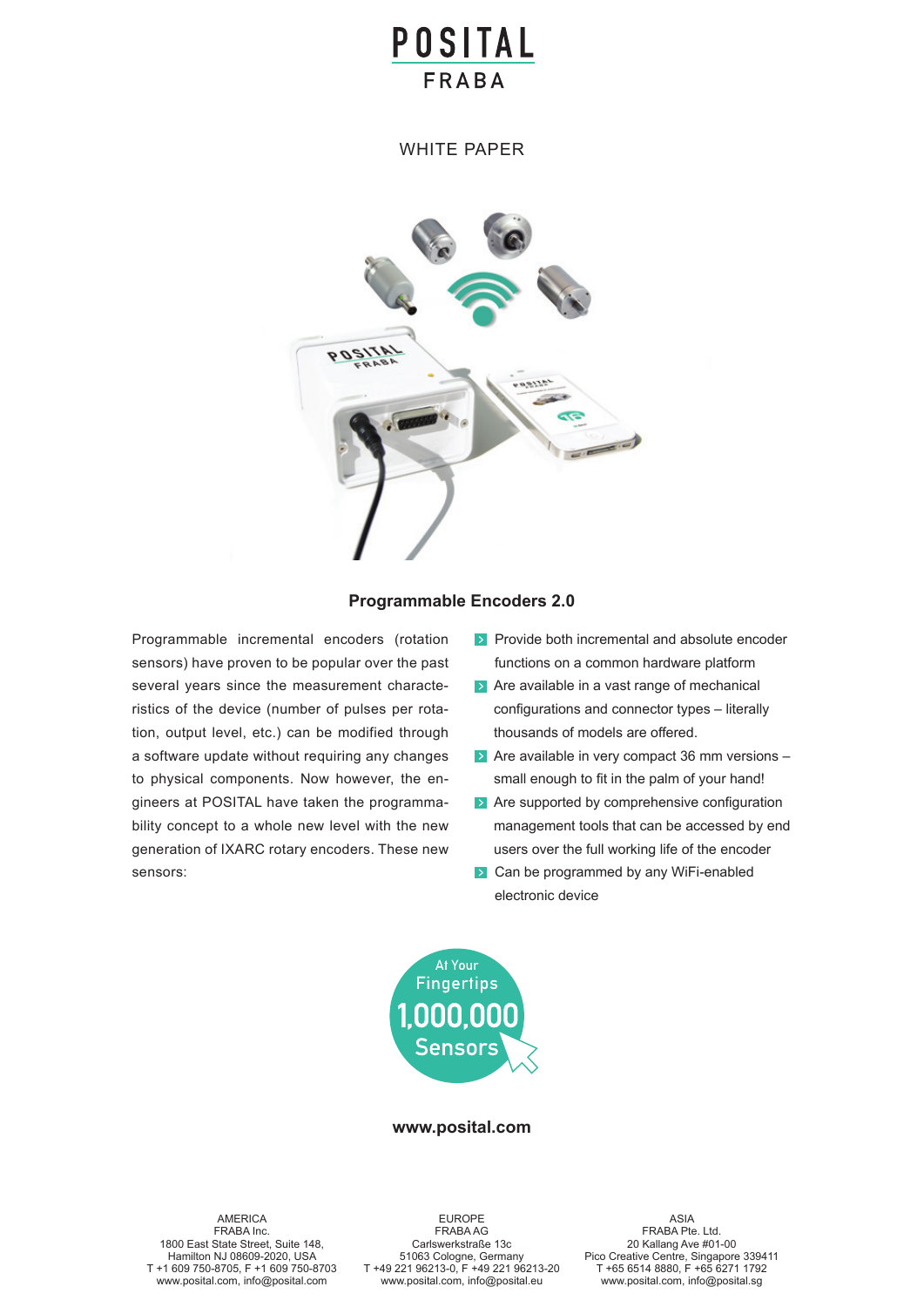POSITAL

FRABA

WHITE PAPER

## Programmable Encoders 2.0

Programmable incremental encoders (rotation sensors) have proven to be popular over the past several years since the measurement characteristics of the device (number of pulses per rotation, output level, etc.) can be modified through a software update without requiring any changes to physical components. Now however, the engineers at POSITAL have taken the programmability concept to a whole new level with the new generation of IXARC rotary encoders. These new sensors:

- Provide both incremental and absolute encoder functions on a common hardware platform
- Are available in a vast range of mechanical configurations and connector types – literally thousands of models are offered.
- Are available in very compact 36 mm versions – small enough to fit in the palm of your hand!
- Are supported by comprehensive configuration management tools that can be accessed by end users over the full working life of the encoder
- Can be programmed by any WiFi-enabled electronic device

At Your Fingertips 1,000,000 Sensors

**www.posital.com**

AMERICA
FRABA Inc.
1800 East State Street, Suite 148,
Hamilton NJ 08609-2020, USA
T +1 609 750-8705, F +1 609 750-8703
www.posital.com, info@posital.com

EUROPE
FRABA AG
Carlswerkstraße 13c
51063 Cologne, Germany
T +49 221 96213-0, F +49 221 96213-20
www.posital.com, info@posital.eu

ASIA
FRABA Pte. Ltd.
20 Kallang Ave #01-00
Pico Creative Centre, Singapore 339411
T +65 6514 8880, F +65 6271 1792
www.posital.com, info@posital.sg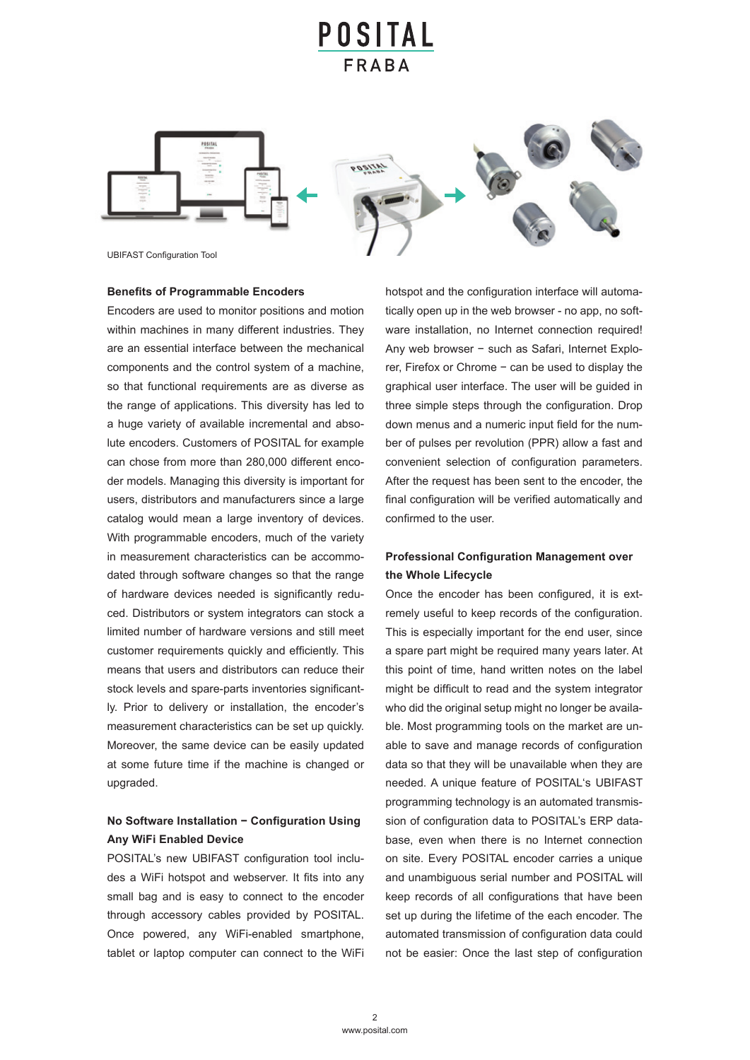UBIFAST Configuration Tool

**Benefits of Programmable Encoders**

Encoders are used to monitor positions and motion within machines in many different industries. They are an essential interface between the mechanical components and the control system of a machine, so that functional requirements are as diverse as the range of applications. This diversity has led to a huge variety of available incremental and absolute encoders. Customers of POSITAL for example can chose from more than 280,000 different encoder models. Managing this diversity is important for users, distributors and manufacturers since a large catalog would mean a large inventory of devices. With programmable encoders, much of the variety in measurement characteristics can be accommodated through software changes so that the range of hardware devices needed is significantly reduced. Distributors or system integrators can stock a limited number of hardware versions and still meet customer requirements quickly and efficiently. This means that users and distributors can reduce their stock levels and spare-parts inventories significantly. Prior to delivery or installation, the encoder's measurement characteristics can be set up quickly. Moreover, the same device can be easily updated at some future time if the machine is changed or upgraded.

**No Software Installation − Configuration Using Any WiFi Enabled Device**

POSITAL's new UBIFAST configuration tool includes a WiFi hotspot and webserver. It fits into any small bag and is easy to connect to the encoder through accessory cables provided by POSITAL. Once powered, any WiFi-enabled smartphone, tablet or laptop computer can connect to the WiFi hotspot and the configuration interface will automatically open up in the web browser - no app, no software installation, no Internet connection required! Any web browser − such as Safari, Internet Explorer, Firefox or Chrome − can be used to display the graphical user interface. The user will be guided in three simple steps through the configuration. Drop down menus and a numeric input field for the number of pulses per revolution (PPR) allow a fast and convenient selection of configuration parameters. After the request has been sent to the encoder, the final configuration will be verified automatically and confirmed to the user.

**Professional Configuration Management over the Whole Lifecycle**

Once the encoder has been configured, it is extremely useful to keep records of the configuration. This is especially important for the end user, since a spare part might be required many years later. At this point of time, hand written notes on the label might be difficult to read and the system integrator who did the original setup might no longer be available. Most programming tools on the market are unable to save and manage records of configuration data so that they will be unavailable when they are needed. A unique feature of POSITAL's UBIFAST programming technology is an automated transmission of configuration data to POSITAL's ERP database, even when there is no Internet connection on site. Every POSITAL encoder carries a unique and unambiguous serial number and POSITAL will keep records of all configurations that have been set up during the lifetime of the each encoder. The automated transmission of configuration data could not be easier: Once the last step of configuration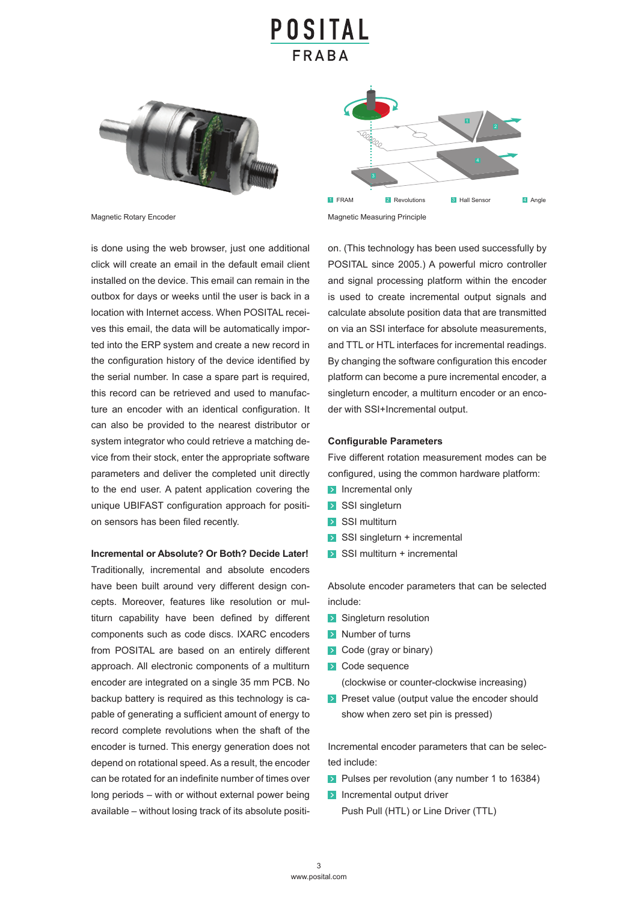Magnetic Rotary Encoder

1 FRAM 2 Revolutions 3 Hall Sensor 4 Angle

Magnetic Measuring Principle

is done using the web browser, just one additional click will create an email in the default email client installed on the device. This email can remain in the outbox for days or weeks until the user is back in a location with Internet access. When POSITAL receives this email, the data will be automatically imported into the ERP system and create a new record in the configuration history of the device identified by the serial number. In case a spare part is required, this record can be retrieved and used to manufacture an encoder with an identical configuration. It can also be provided to the nearest distributor or system integrator who could retrieve a matching device from their stock, enter the appropriate software parameters and deliver the completed unit directly to the end user. A patent application covering the unique UBIFAST configuration approach for position sensors has been filed recently.

**Incremental or Absolute? Or Both? Decide Later!**

Traditionally, incremental and absolute encoders have been built around very different design concepts. Moreover, features like resolution or multiturn capability have been defined by different components such as code discs. IXARC encoders from POSITAL are based on an entirely different approach. All electronic components of a multiturn encoder are integrated on a single 35 mm PCB. No backup battery is required as this technology is capable of generating a sufficient amount of energy to record complete revolutions when the shaft of the encoder is turned. This energy generation does not depend on rotational speed. As a result, the encoder can be rotated for an indefinite number of times over long periods – with or without external power being available – without losing track of its absolute position. (This technology has been used successfully by POSITAL since 2005.) A powerful micro controller and signal processing platform within the encoder is used to create incremental output signals and calculate absolute position data that are transmitted on via an SSI interface for absolute measurements, and TTL or HTL interfaces for incremental readings. By changing the software configuration this encoder platform can become a pure incremental encoder, a singleturn encoder, a multiturn encoder or an encoder with SSI+Incremental output.

**Configurable Parameters**

Five different rotation measurement modes can be configured, using the common hardware platform:

- Incremental only
- SSI singleturn
- SSI multiturn
- SSI singleturn + incremental
- SSI multiturn + incremental

Absolute encoder parameters that can be selected include:

- Singleturn resolution
- Number of turns
- Code (gray or binary)
- Code sequence
  (clockwise or counter-clockwise increasing)
- Preset value (output value the encoder should show when zero set pin is pressed)

Incremental encoder parameters that can be selected include:

- Pulses per revolution (any number 1 to 16384)
- Incremental output driver
  Push Pull (HTL) or Line Driver (TTL)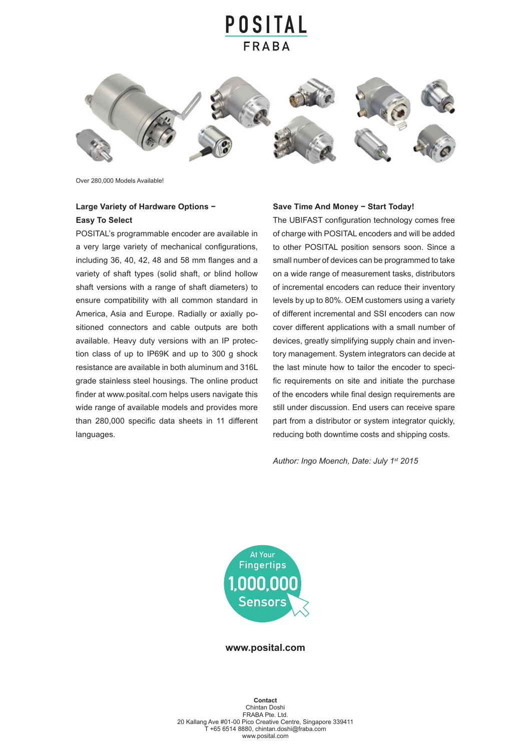Over 280,000 Models Available!

**Large Variety of Hardware Options – Easy To Select**

POSITAL's programmable encoder are available in a very large variety of mechanical configurations, including 36, 40, 42, 48 and 58 mm flanges and a variety of shaft types (solid shaft, or blind hollow shaft versions with a range of shaft diameters) to ensure compatibility with all common standard in America, Asia and Europe. Radially or axially positioned connectors and cable outputs are both available. Heavy duty versions with an IP protection class of up to IP69K and up to 300 g shock resistance are available in both aluminum and 316L grade stainless steel housings. The online product finder at www.posital.com helps users navigate this wide range of available models and provides more than 280,000 specific data sheets in 11 different languages.

**Save Time And Money – Start Today!**

The UBIFAST configuration technology comes free of charge with POSITAL encoders and will be added to other POSITAL position sensors soon. Since a small number of devices can be programmed to take on a wide range of measurement tasks, distributors of incremental encoders can reduce their inventory levels by up to 80%. OEM customers using a variety of different incremental and SSI encoders can now cover different applications with a small number of devices, greatly simplifying supply chain and inventory management. System integrators can decide at the last minute how to tailor the encoder to specific requirements on site and initiate the purchase of the encoders while final design requirements are still under discussion. End users can receive spare part from a distributor or system integrator quickly, reducing both downtime costs and shipping costs.

*Author: Ingo Moench, Date: July 1st 2015*

At Your Fingertips 1,000,000 Sensors

**www.posital.com**

**Contact**
Chintan Doshi
FRABA Pte. Ltd.
20 Kallang Ave #01-00 Pico Creative Centre, Singapore 339411
T +65 6514 8880, chintan.doshi@fraba.com
www.posital.com